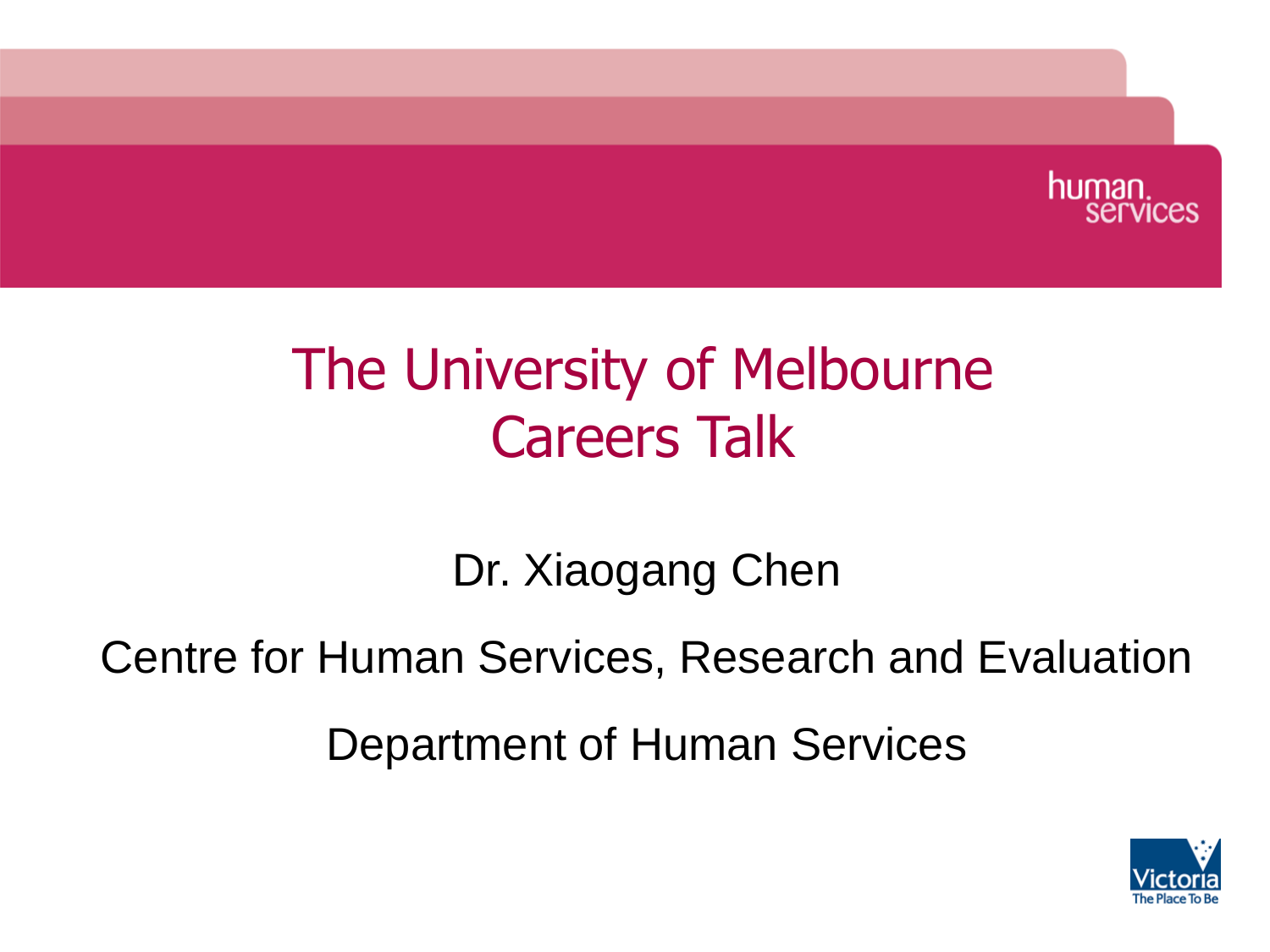human. services

# The University of Melbourne Careers Talk

Dr. Xiaogang Chen

Centre for Human Services, Research and Evaluation

Department of Human Services

Victoria The Place To Be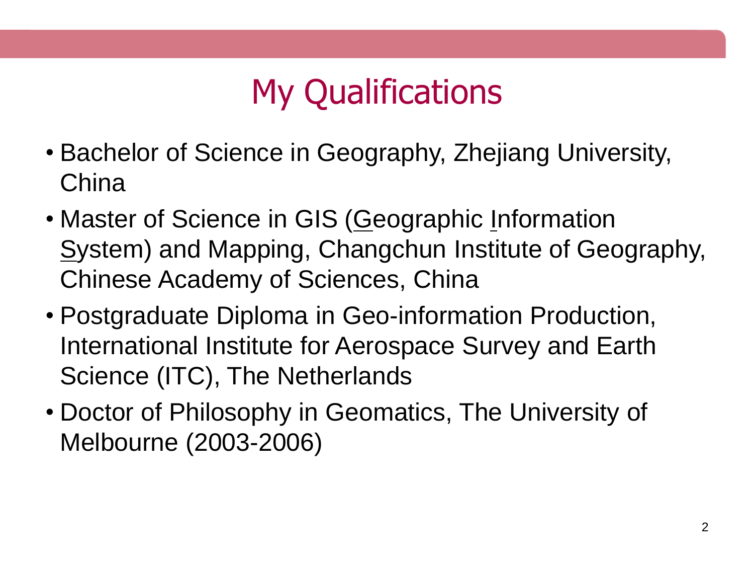# My Qualifications

- Bachelor of Science in Geography, Zhejiang University, China
- Master of Science in GIS (<u>G</u>eographic <u>I</u>nformation <u>S</u>ystem) and Mapping, Changchun Institute of Geography, Chinese Academy of Sciences, China
- Postgraduate Diploma in Geo-information Production, International Institute for Aerospace Survey and Earth Science (ITC), The Netherlands
- Doctor of Philosophy in Geomatics, The University of Melbourne (2003-2006)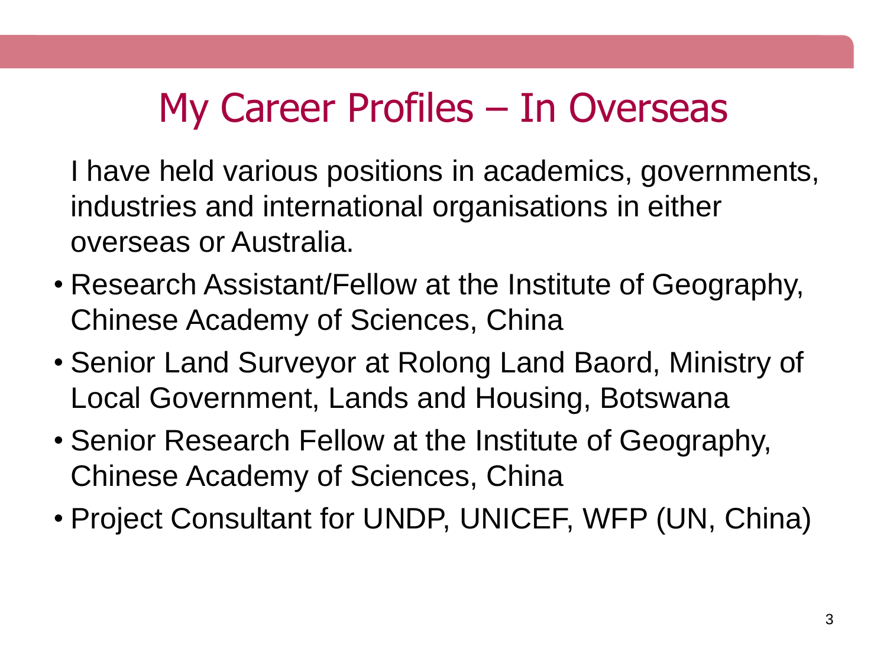# My Career Profiles – In Overseas

I have held various positions in academics, governments, industries and international organisations in either overseas or Australia.

- Research Assistant/Fellow at the Institute of Geography, Chinese Academy of Sciences, China
- Senior Land Surveyor at Rolong Land Baord, Ministry of Local Government, Lands and Housing, Botswana
- Senior Research Fellow at the Institute of Geography, Chinese Academy of Sciences, China
- Project Consultant for UNDP, UNICEF, WFP (UN, China)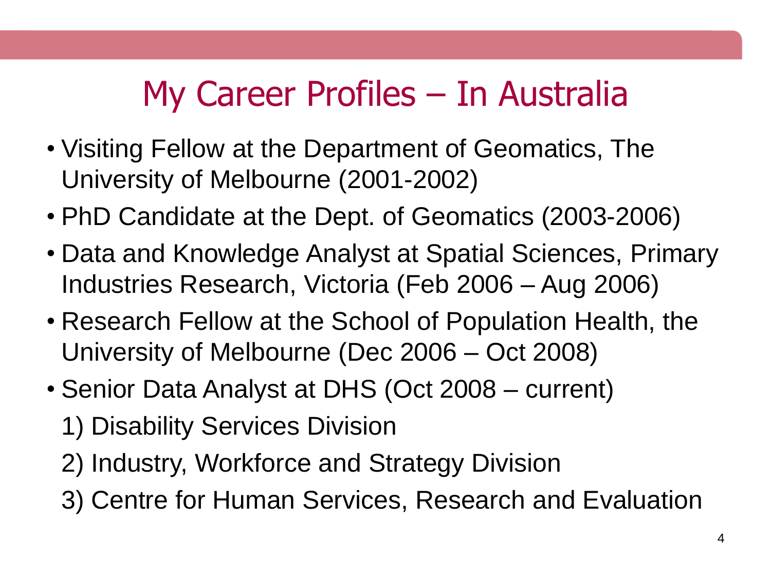# My Career Profiles – In Australia

- Visiting Fellow at the Department of Geomatics, The University of Melbourne (2001-2002)
- PhD Candidate at the Dept. of Geomatics (2003-2006)
- Data and Knowledge Analyst at Spatial Sciences, Primary Industries Research, Victoria (Feb 2006 – Aug 2006)
- Research Fellow at the School of Population Health, the University of Melbourne (Dec 2006 – Oct 2008)
- Senior Data Analyst at DHS (Oct 2008 – current)

  1) Disability Services Division

  2) Industry, Workforce and Strategy Division

  3) Centre for Human Services, Research and Evaluation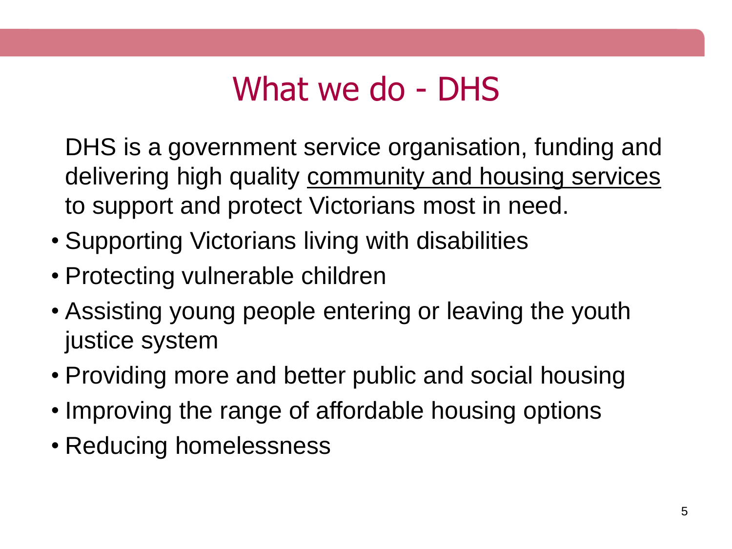# What we do - DHS

DHS is a government service organisation, funding and delivering high quality community and housing services to support and protect Victorians most in need.

- Supporting Victorians living with disabilities
- Protecting vulnerable children
- Assisting young people entering or leaving the youth justice system
- Providing more and better public and social housing
- Improving the range of affordable housing options
- Reducing homelessness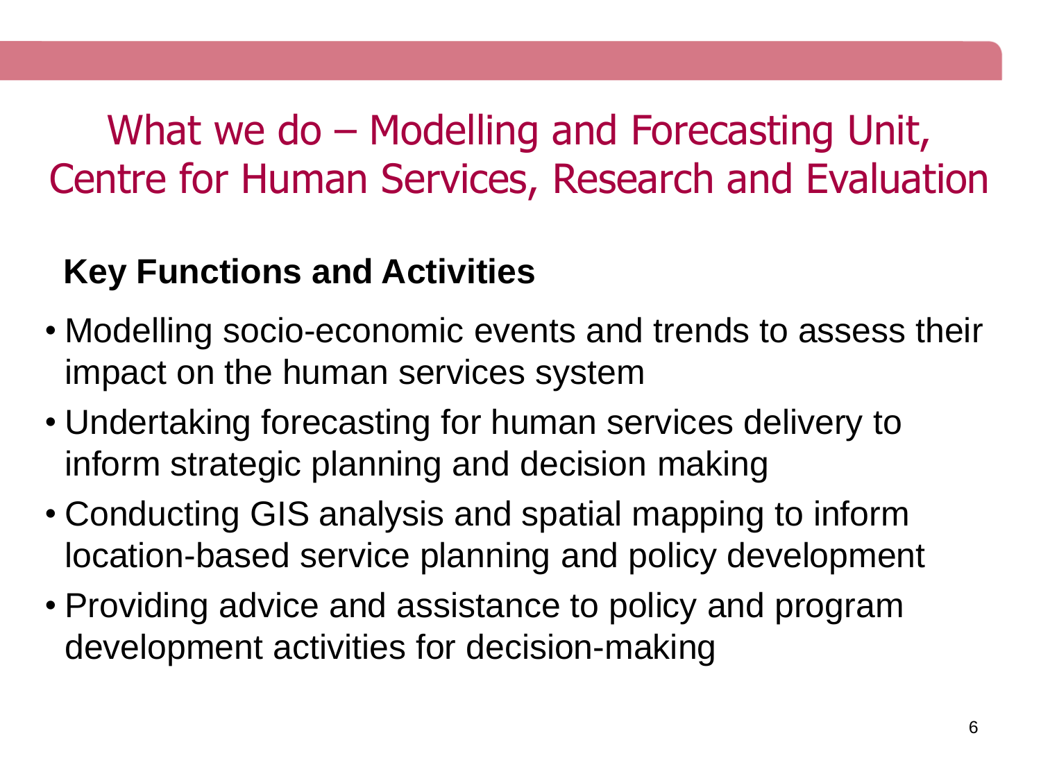# What we do – Modelling and Forecasting Unit, Centre for Human Services, Research and Evaluation

**Key Functions and Activities**

- Modelling socio-economic events and trends to assess their impact on the human services system
- Undertaking forecasting for human services delivery to inform strategic planning and decision making
- Conducting GIS analysis and spatial mapping to inform location-based service planning and policy development
- Providing advice and assistance to policy and program development activities for decision-making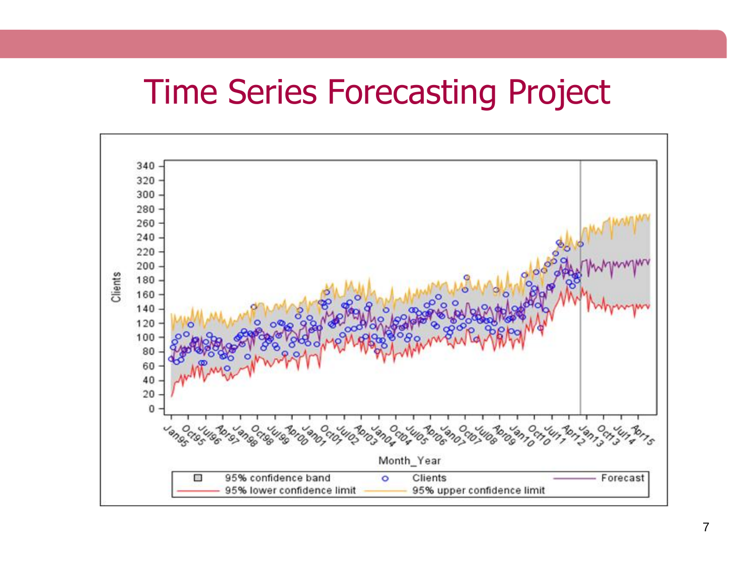# Time Series Forecasting Project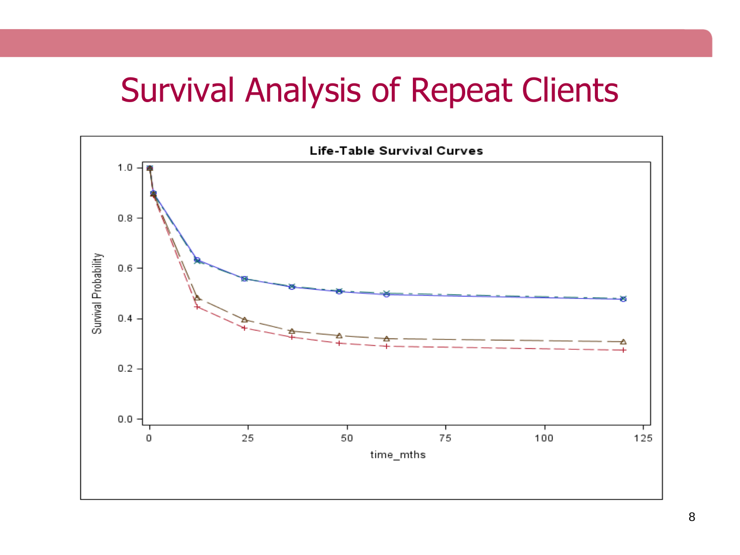# Survival Analysis of Repeat Clients

**Life-Table Survival Curves**

Survival Probability

time_mths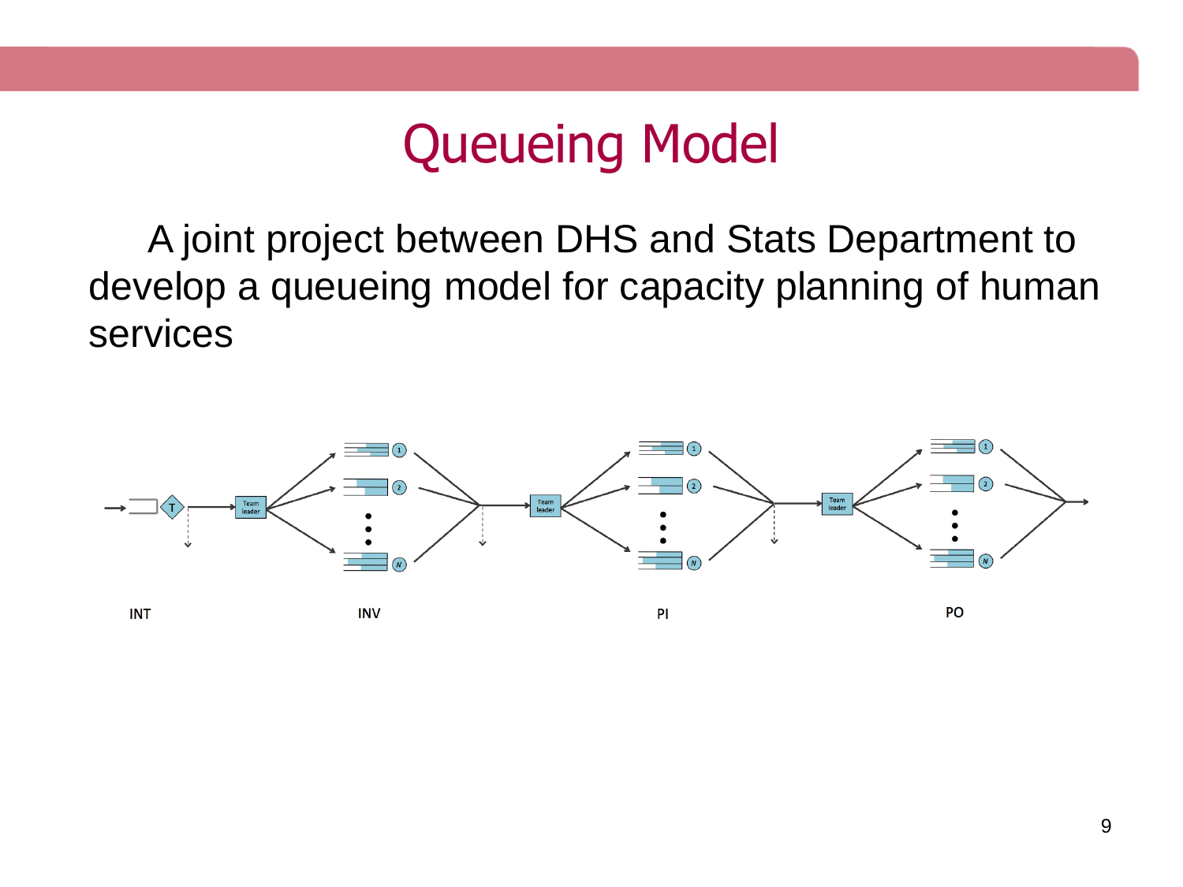# Queueing Model

A joint project between DHS and Stats Department to develop a queueing model for capacity planning of human services

INT INV PI PO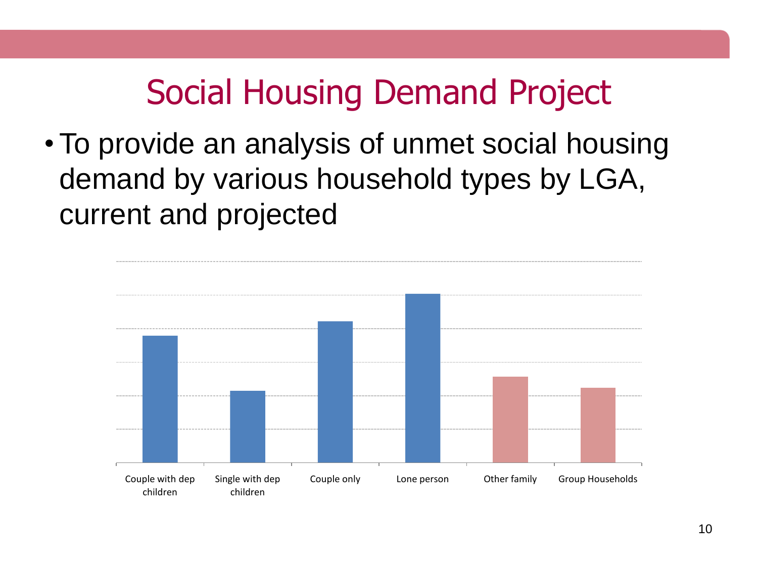# Social Housing Demand Project

- To provide an analysis of unmet social housing demand by various household types by LGA, current and projected

Couple with dep children | Single with dep children | Couple only | Lone person | Other family | Group Households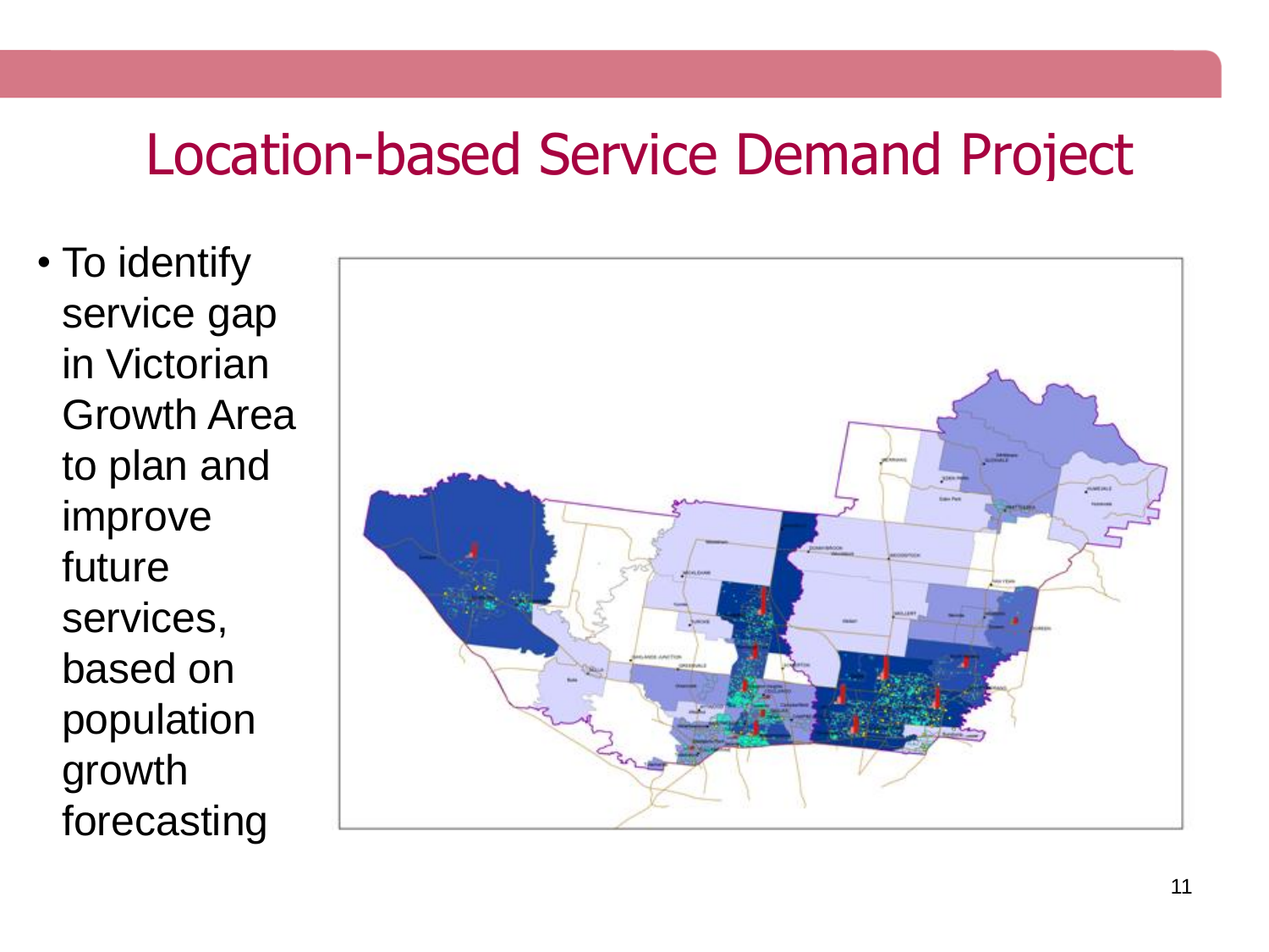# Location-based Service Demand Project

- To identify service gap in Victorian Growth Area to plan and improve future services, based on population growth forecasting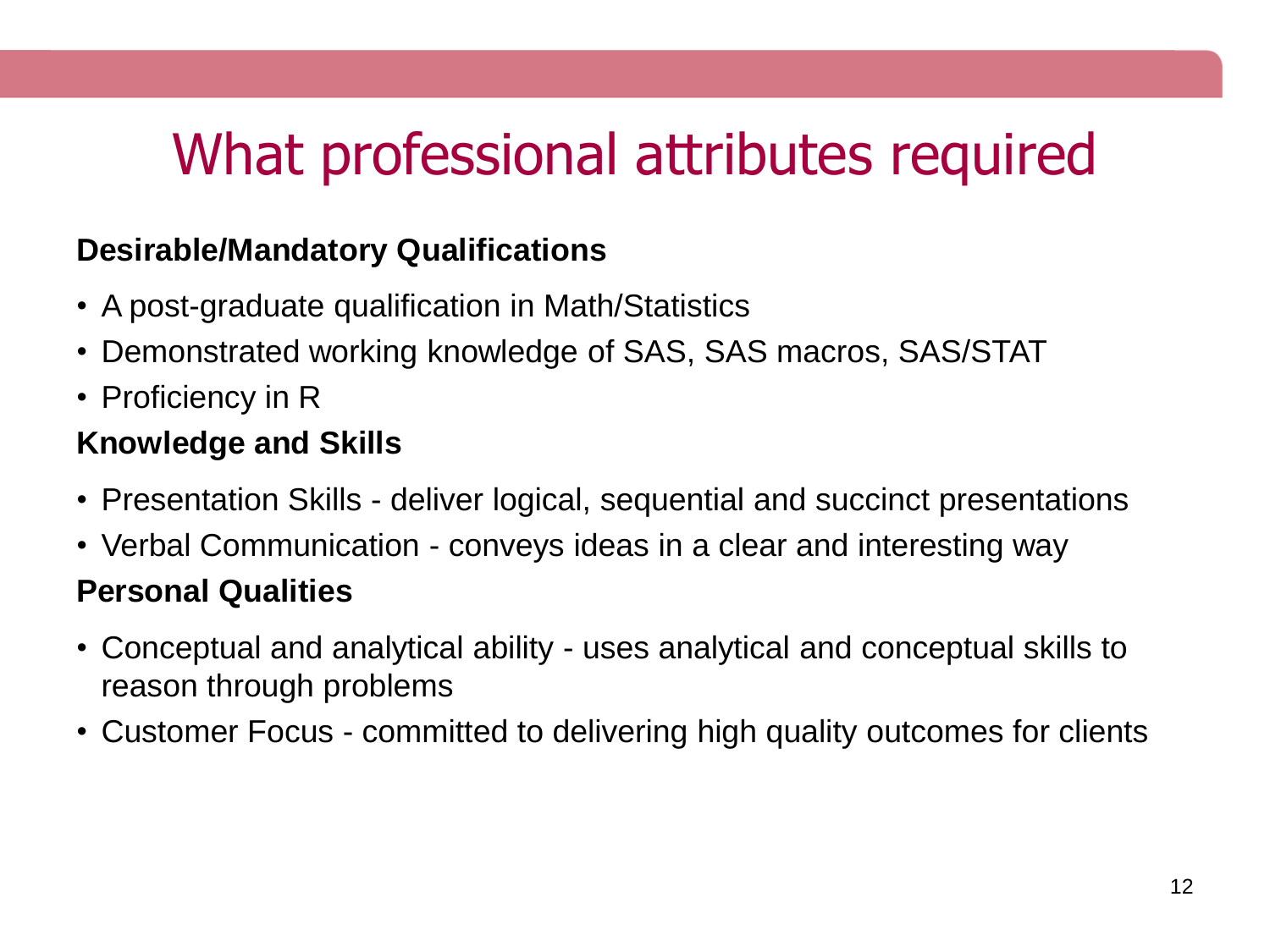# What professional attributes required

**Desirable/Mandatory Qualifications**

- A post-graduate qualification in Math/Statistics
- Demonstrated working knowledge of SAS, SAS macros, SAS/STAT
- Proficiency in R

**Knowledge and Skills**

- Presentation Skills - deliver logical, sequential and succinct presentations
- Verbal Communication - conveys ideas in a clear and interesting way

**Personal Qualities**

- Conceptual and analytical ability - uses analytical and conceptual skills to reason through problems
- Customer Focus - committed to delivering high quality outcomes for clients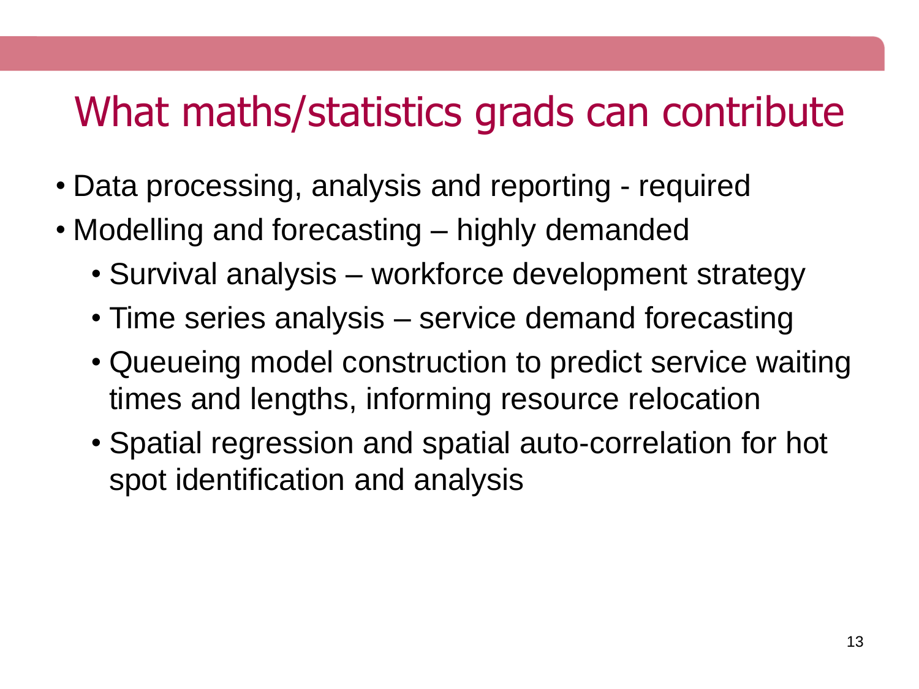# What maths/statistics grads can contribute

- Data processing, analysis and reporting - required
- Modelling and forecasting – highly demanded
  - Survival analysis – workforce development strategy
  - Time series analysis – service demand forecasting
  - Queueing model construction to predict service waiting times and lengths, informing resource relocation
  - Spatial regression and spatial auto-correlation for hot spot identification and analysis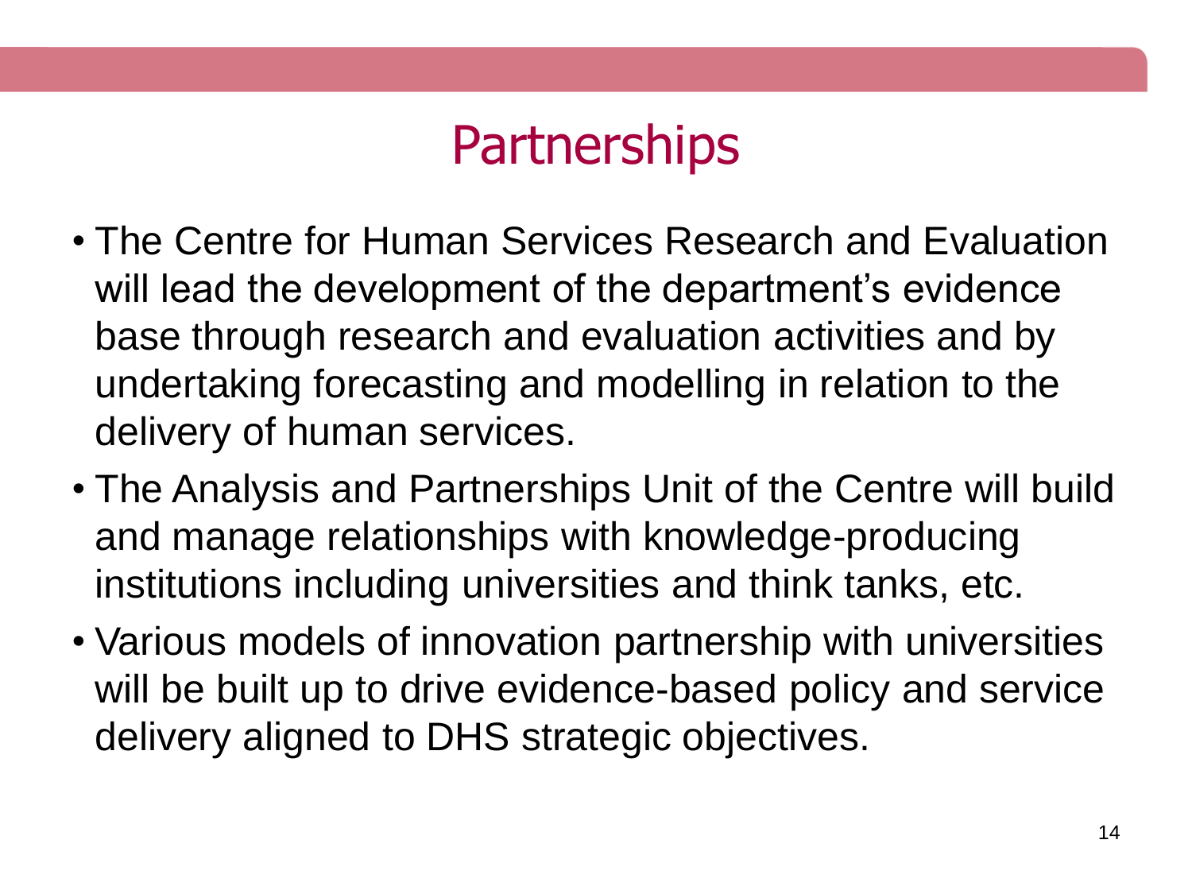# Partnerships

- The Centre for Human Services Research and Evaluation will lead the development of the department's evidence base through research and evaluation activities and by undertaking forecasting and modelling in relation to the delivery of human services.
- The Analysis and Partnerships Unit of the Centre will build and manage relationships with knowledge-producing institutions including universities and think tanks, etc.
- Various models of innovation partnership with universities will be built up to drive evidence-based policy and service delivery aligned to DHS strategic objectives.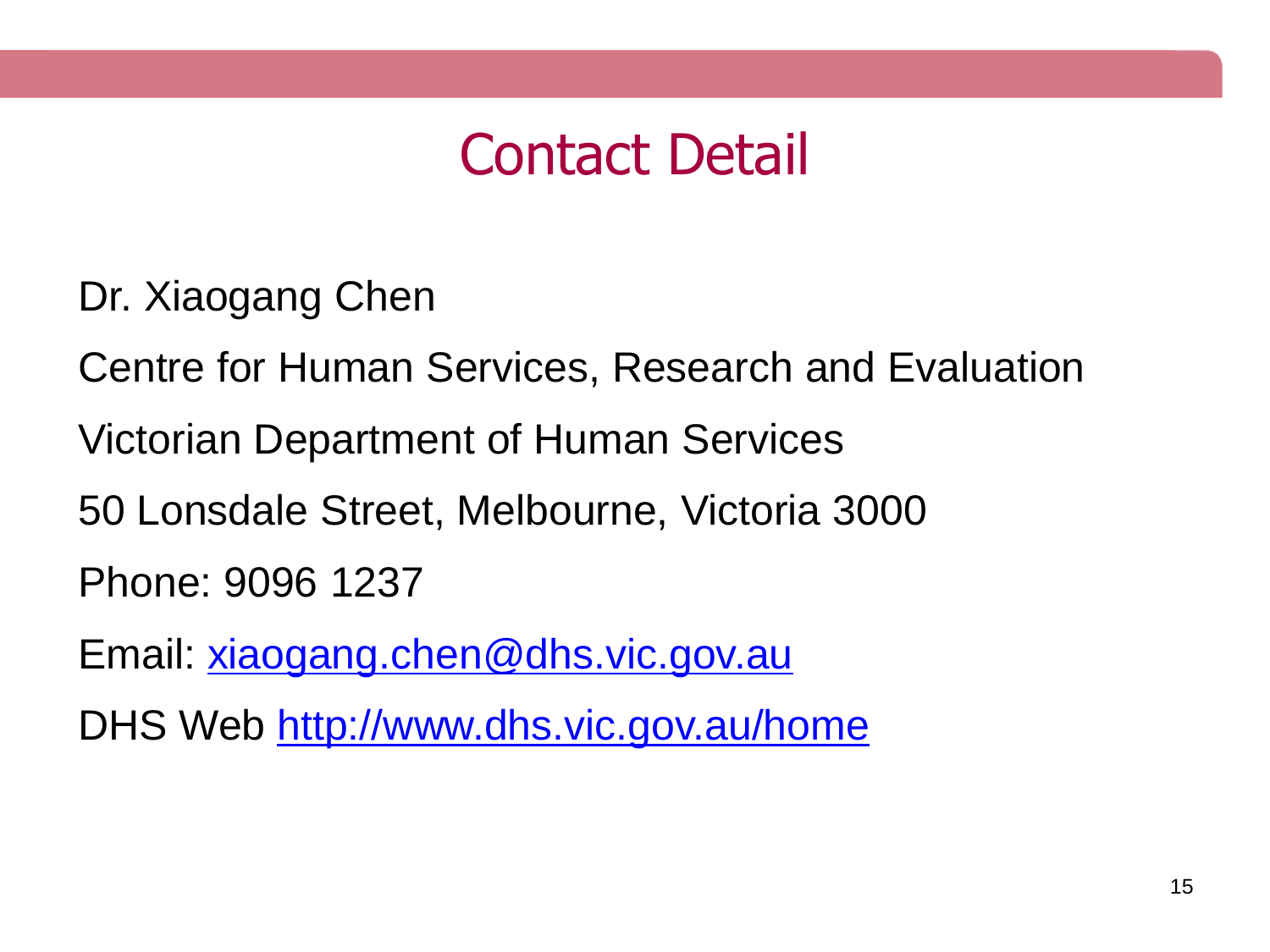# Contact Detail

Dr. Xiaogang Chen

Centre for Human Services, Research and Evaluation

Victorian Department of Human Services

50 Lonsdale Street, Melbourne, Victoria 3000

Phone: 9096 1237

Email: [xiaogang.chen@dhs.vic.gov.au](mailto:xiaogang.chen@dhs.vic.gov.au)

DHS Web [http://www.dhs.vic.gov.au/home](http://www.dhs.vic.gov.au/home)